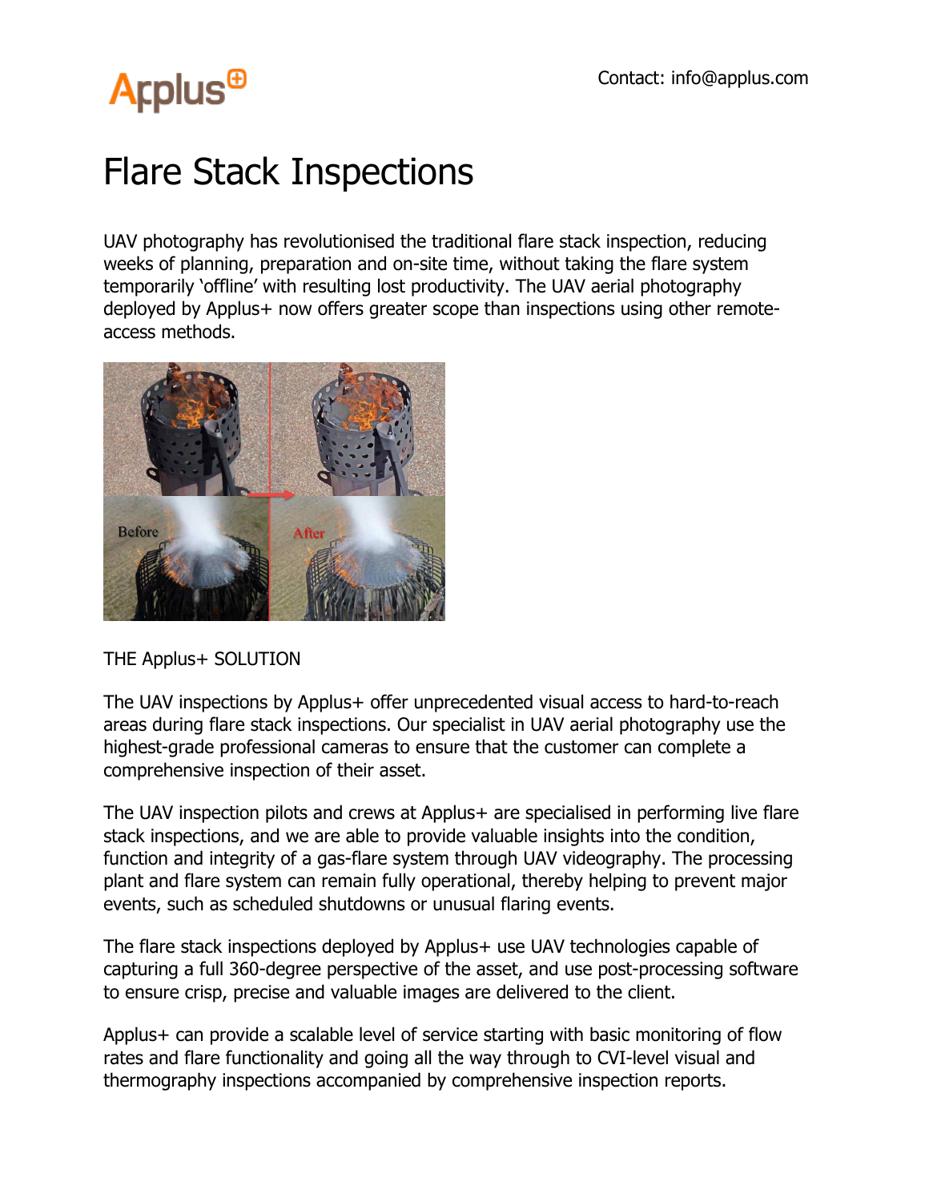Contact: info@applus.com

# Flare Stack Inspections

UAV photography has revolutionised the traditional flare stack inspection, reducing weeks of planning, preparation and on-site time, without taking the flare system temporarily 'offline' with resulting lost productivity. The UAV aerial photography deployed by Applus+ now offers greater scope than inspections using other remote-access methods.

THE Applus+ SOLUTION

The UAV inspections by Applus+ offer unprecedented visual access to hard-to-reach areas during flare stack inspections. Our specialist in UAV aerial photography use the highest-grade professional cameras to ensure that the customer can complete a comprehensive inspection of their asset.

The UAV inspection pilots and crews at Applus+ are specialised in performing live flare stack inspections, and we are able to provide valuable insights into the condition, function and integrity of a gas-flare system through UAV videography. The processing plant and flare system can remain fully operational, thereby helping to prevent major events, such as scheduled shutdowns or unusual flaring events.

The flare stack inspections deployed by Applus+ use UAV technologies capable of capturing a full 360-degree perspective of the asset, and use post-processing software to ensure crisp, precise and valuable images are delivered to the client.

Applus+ can provide a scalable level of service starting with basic monitoring of flow rates and flare functionality and going all the way through to CVI-level visual and thermography inspections accompanied by comprehensive inspection reports.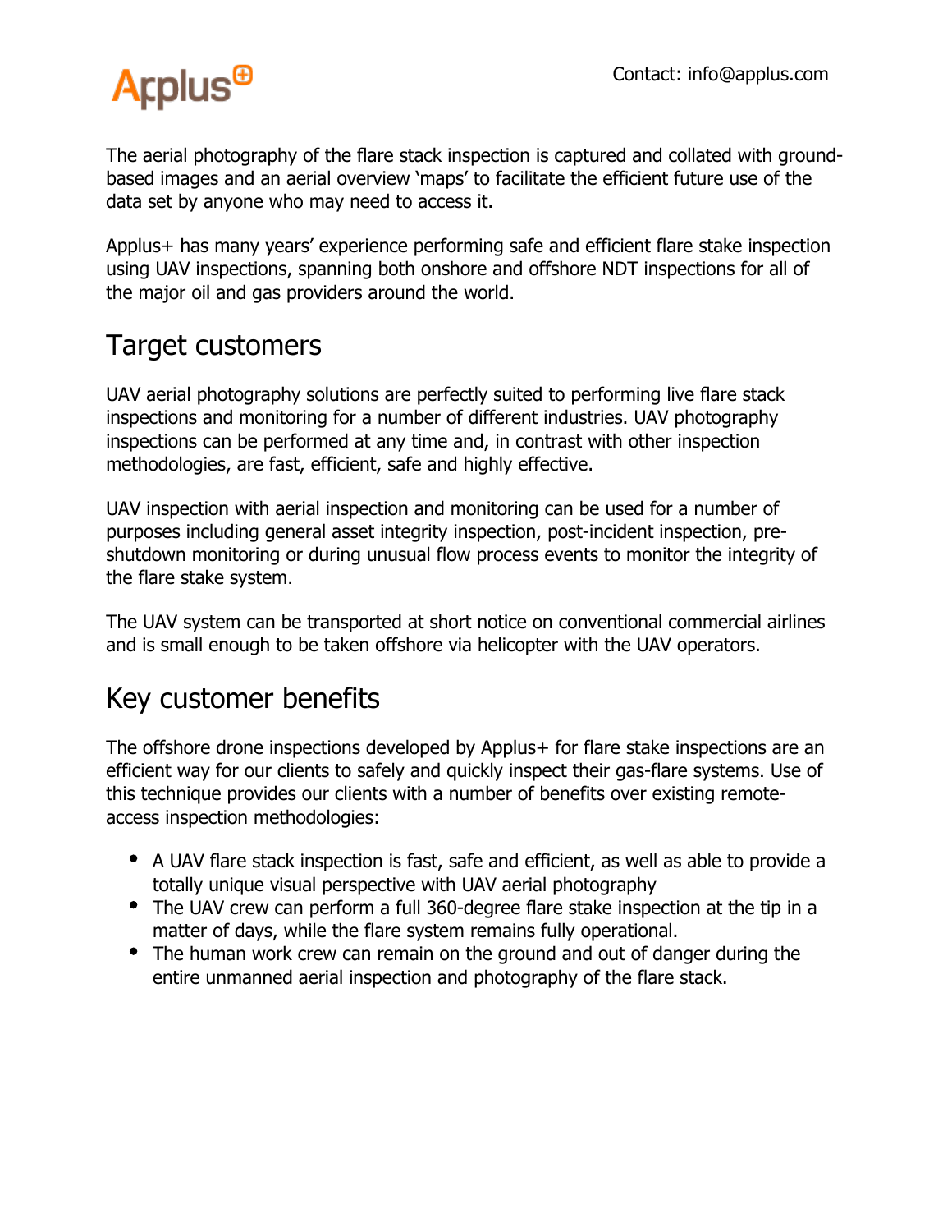The aerial photography of the flare stack inspection is captured and collated with ground-based images and an aerial overview 'maps' to facilitate the efficient future use of the data set by anyone who may need to access it.

Applus+ has many years' experience performing safe and efficient flare stake inspection using UAV inspections, spanning both onshore and offshore NDT inspections for all of the major oil and gas providers around the world.

## Target customers

UAV aerial photography solutions are perfectly suited to performing live flare stack inspections and monitoring for a number of different industries. UAV photography inspections can be performed at any time and, in contrast with other inspection methodologies, are fast, efficient, safe and highly effective.

UAV inspection with aerial inspection and monitoring can be used for a number of purposes including general asset integrity inspection, post-incident inspection, pre-shutdown monitoring or during unusual flow process events to monitor the integrity of the flare stake system.

The UAV system can be transported at short notice on conventional commercial airlines and is small enough to be taken offshore via helicopter with the UAV operators.

## Key customer benefits

The offshore drone inspections developed by Applus+ for flare stake inspections are an efficient way for our clients to safely and quickly inspect their gas-flare systems. Use of this technique provides our clients with a number of benefits over existing remote-access inspection methodologies:

- A UAV flare stack inspection is fast, safe and efficient, as well as able to provide a totally unique visual perspective with UAV aerial photography
- The UAV crew can perform a full 360-degree flare stake inspection at the tip in a matter of days, while the flare system remains fully operational.
- The human work crew can remain on the ground and out of danger during the entire unmanned aerial inspection and photography of the flare stack.